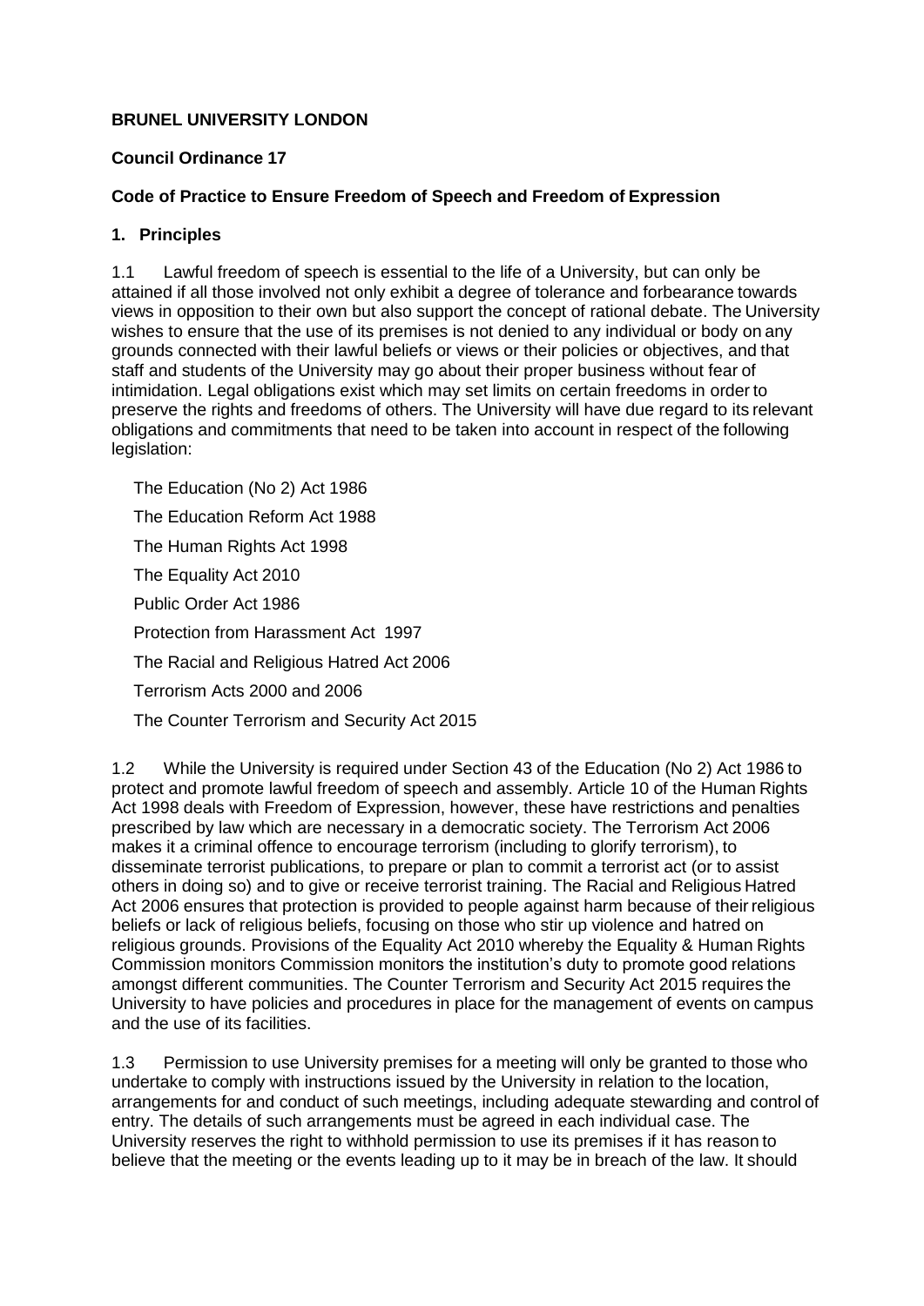**BRUNEL UNIVERSITY LONDON**

**Council Ordinance 17**

**Code of Practice to Ensure Freedom of Speech and Freedom of Expression**

## 1. Principles

1.1 Lawful freedom of speech is essential to the life of a University, but can only be attained if all those involved not only exhibit a degree of tolerance and forbearance towards views in opposition to their own but also support the concept of rational debate. The University wishes to ensure that the use of its premises is not denied to any individual or body on any grounds connected with their lawful beliefs or views or their policies or objectives, and that staff and students of the University may go about their proper business without fear of intimidation. Legal obligations exist which may set limits on certain freedoms in order to preserve the rights and freedoms of others. The University will have due regard to its relevant obligations and commitments that need to be taken into account in respect of the following legislation:

The Education (No 2) Act 1986

The Education Reform Act 1988

The Human Rights Act 1998

The Equality Act 2010

Public Order Act 1986

Protection from Harassment Act 1997

The Racial and Religious Hatred Act 2006

Terrorism Acts 2000 and 2006

The Counter Terrorism and Security Act 2015

1.2 While the University is required under Section 43 of the Education (No 2) Act 1986 to protect and promote lawful freedom of speech and assembly. Article 10 of the Human Rights Act 1998 deals with Freedom of Expression, however, these have restrictions and penalties prescribed by law which are necessary in a democratic society. The Terrorism Act 2006 makes it a criminal offence to encourage terrorism (including to glorify terrorism), to disseminate terrorist publications, to prepare or plan to commit a terrorist act (or to assist others in doing so) and to give or receive terrorist training. The Racial and Religious Hatred Act 2006 ensures that protection is provided to people against harm because of their religious beliefs or lack of religious beliefs, focusing on those who stir up violence and hatred on religious grounds. Provisions of the Equality Act 2010 whereby the Equality & Human Rights Commission monitors Commission monitors the institution's duty to promote good relations amongst different communities. The Counter Terrorism and Security Act 2015 requires the University to have policies and procedures in place for the management of events on campus and the use of its facilities.

1.3 Permission to use University premises for a meeting will only be granted to those who undertake to comply with instructions issued by the University in relation to the location, arrangements for and conduct of such meetings, including adequate stewarding and control of entry. The details of such arrangements must be agreed in each individual case. The University reserves the right to withhold permission to use its premises if it has reason to believe that the meeting or the events leading up to it may be in breach of the law. It should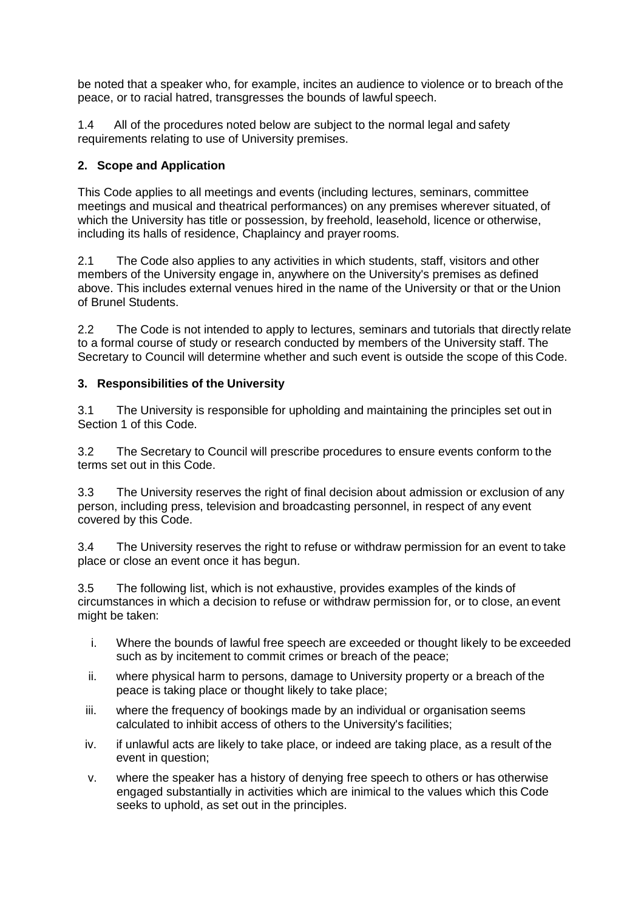be noted that a speaker who, for example, incites an audience to violence or to breach of the peace, or to racial hatred, transgresses the bounds of lawful speech.

1.4 All of the procedures noted below are subject to the normal legal and safety requirements relating to use of University premises.

## 2. Scope and Application

This Code applies to all meetings and events (including lectures, seminars, committee meetings and musical and theatrical performances) on any premises wherever situated, of which the University has title or possession, by freehold, leasehold, licence or otherwise, including its halls of residence, Chaplaincy and prayer rooms.

2.1 The Code also applies to any activities in which students, staff, visitors and other members of the University engage in, anywhere on the University's premises as defined above. This includes external venues hired in the name of the University or that or the Union of Brunel Students.

2.2 The Code is not intended to apply to lectures, seminars and tutorials that directly relate to a formal course of study or research conducted by members of the University staff. The Secretary to Council will determine whether and such event is outside the scope of this Code.

## 3. Responsibilities of the University

3.1 The University is responsible for upholding and maintaining the principles set out in Section 1 of this Code.

3.2 The Secretary to Council will prescribe procedures to ensure events conform to the terms set out in this Code.

3.3 The University reserves the right of final decision about admission or exclusion of any person, including press, television and broadcasting personnel, in respect of any event covered by this Code.

3.4 The University reserves the right to refuse or withdraw permission for an event to take place or close an event once it has begun.

3.5 The following list, which is not exhaustive, provides examples of the kinds of circumstances in which a decision to refuse or withdraw permission for, or to close, an event might be taken:

i. Where the bounds of lawful free speech are exceeded or thought likely to be exceeded such as by incitement to commit crimes or breach of the peace;

ii. where physical harm to persons, damage to University property or a breach of the peace is taking place or thought likely to take place;

iii. where the frequency of bookings made by an individual or organisation seems calculated to inhibit access of others to the University's facilities;

iv. if unlawful acts are likely to take place, or indeed are taking place, as a result of the event in question;

v. where the speaker has a history of denying free speech to others or has otherwise engaged substantially in activities which are inimical to the values which this Code seeks to uphold, as set out in the principles.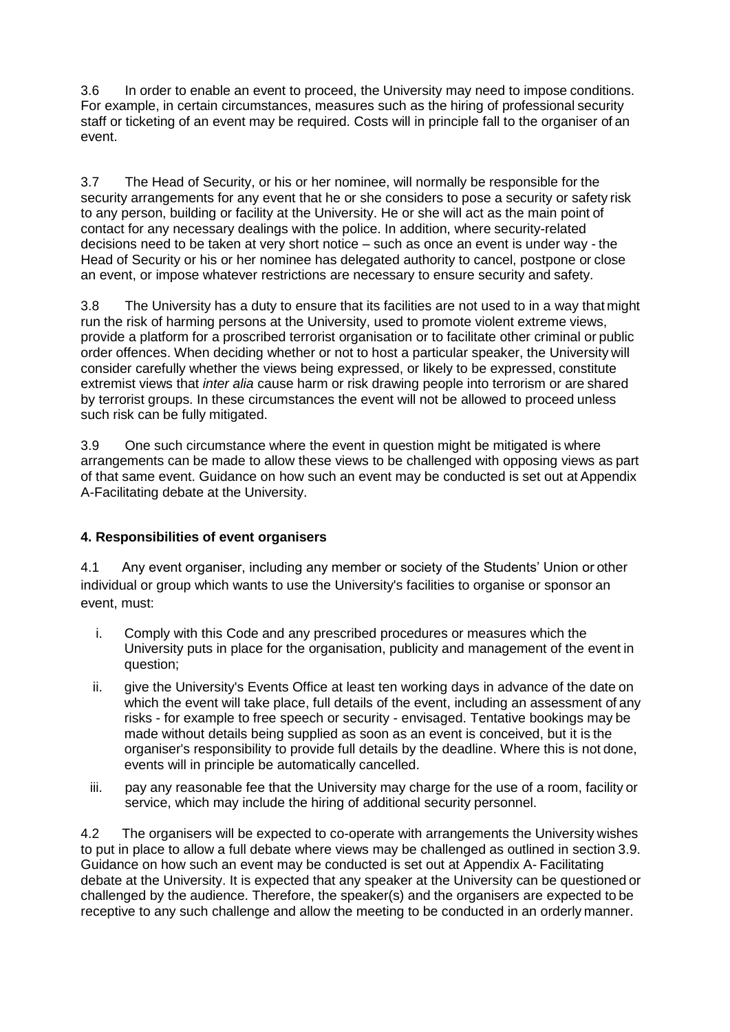3.6 In order to enable an event to proceed, the University may need to impose conditions. For example, in certain circumstances, measures such as the hiring of professional security staff or ticketing of an event may be required. Costs will in principle fall to the organiser of an event.

3.7 The Head of Security, or his or her nominee, will normally be responsible for the security arrangements for any event that he or she considers to pose a security or safety risk to any person, building or facility at the University. He or she will act as the main point of contact for any necessary dealings with the police. In addition, where security-related decisions need to be taken at very short notice – such as once an event is under way - the Head of Security or his or her nominee has delegated authority to cancel, postpone or close an event, or impose whatever restrictions are necessary to ensure security and safety.

3.8 The University has a duty to ensure that its facilities are not used to in a way that might run the risk of harming persons at the University, used to promote violent extreme views, provide a platform for a proscribed terrorist organisation or to facilitate other criminal or public order offences. When deciding whether or not to host a particular speaker, the University will consider carefully whether the views being expressed, or likely to be expressed, constitute extremist views that *inter alia* cause harm or risk drawing people into terrorism or are shared by terrorist groups. In these circumstances the event will not be allowed to proceed unless such risk can be fully mitigated.

3.9 One such circumstance where the event in question might be mitigated is where arrangements can be made to allow these views to be challenged with opposing views as part of that same event. Guidance on how such an event may be conducted is set out at Appendix A-Facilitating debate at the University.

## 4. Responsibilities of event organisers

4.1 Any event organiser, including any member or society of the Students' Union or other individual or group which wants to use the University's facilities to organise or sponsor an event, must:

i. Comply with this Code and any prescribed procedures or measures which the University puts in place for the organisation, publicity and management of the event in question;

ii. give the University's Events Office at least ten working days in advance of the date on which the event will take place, full details of the event, including an assessment of any risks - for example to free speech or security - envisaged. Tentative bookings may be made without details being supplied as soon as an event is conceived, but it is the organiser's responsibility to provide full details by the deadline. Where this is not done, events will in principle be automatically cancelled.

iii. pay any reasonable fee that the University may charge for the use of a room, facility or service, which may include the hiring of additional security personnel.

4.2 The organisers will be expected to co-operate with arrangements the University wishes to put in place to allow a full debate where views may be challenged as outlined in section 3.9. Guidance on how such an event may be conducted is set out at Appendix A- Facilitating debate at the University. It is expected that any speaker at the University can be questioned or challenged by the audience. Therefore, the speaker(s) and the organisers are expected to be receptive to any such challenge and allow the meeting to be conducted in an orderly manner.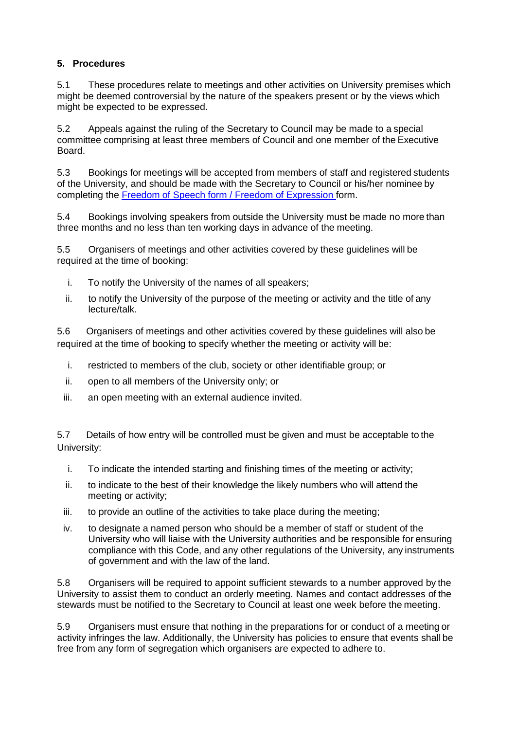## 5. Procedures

5.1 These procedures relate to meetings and other activities on University premises which might be deemed controversial by the nature of the speakers present or by the views which might be expected to be expressed.

5.2 Appeals against the ruling of the Secretary to Council may be made to a special committee comprising at least three members of Council and one member of the Executive Board.

5.3 Bookings for meetings will be accepted from members of staff and registered students of the University, and should be made with the Secretary to Council or his/her nominee by completing the Freedom of Speech form / Freedom of Expression form.

5.4 Bookings involving speakers from outside the University must be made no more than three months and no less than ten working days in advance of the meeting.

5.5 Organisers of meetings and other activities covered by these guidelines will be required at the time of booking:

i. To notify the University of the names of all speakers;
ii. to notify the University of the purpose of the meeting or activity and the title of any lecture/talk.

5.6 Organisers of meetings and other activities covered by these guidelines will also be required at the time of booking to specify whether the meeting or activity will be:

i. restricted to members of the club, society or other identifiable group; or
ii. open to all members of the University only; or
iii. an open meeting with an external audience invited.

5.7 Details of how entry will be controlled must be given and must be acceptable to the University:

i. To indicate the intended starting and finishing times of the meeting or activity;
ii. to indicate to the best of their knowledge the likely numbers who will attend the meeting or activity;
iii. to provide an outline of the activities to take place during the meeting;
iv. to designate a named person who should be a member of staff or student of the University who will liaise with the University authorities and be responsible for ensuring compliance with this Code, and any other regulations of the University, any instruments of government and with the law of the land.

5.8 Organisers will be required to appoint sufficient stewards to a number approved by the University to assist them to conduct an orderly meeting. Names and contact addresses of the stewards must be notified to the Secretary to Council at least one week before the meeting.

5.9 Organisers must ensure that nothing in the preparations for or conduct of a meeting or activity infringes the law. Additionally, the University has policies to ensure that events shall be free from any form of segregation which organisers are expected to adhere to.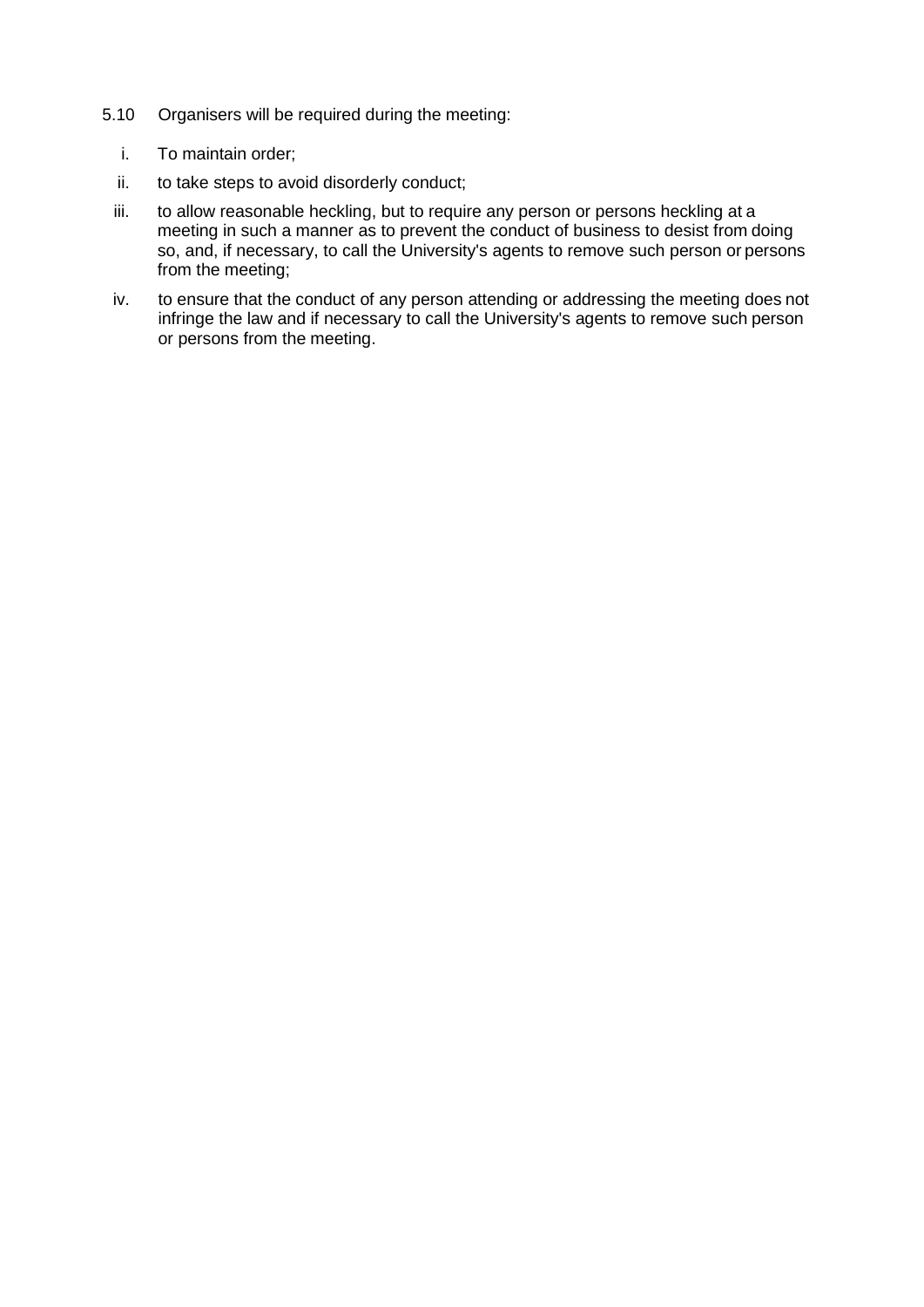5.10 Organisers will be required during the meeting:

i. To maintain order;

ii. to take steps to avoid disorderly conduct;

iii. to allow reasonable heckling, but to require any person or persons heckling at a meeting in such a manner as to prevent the conduct of business to desist from doing so, and, if necessary, to call the University's agents to remove such person or persons from the meeting;

iv. to ensure that the conduct of any person attending or addressing the meeting does not infringe the law and if necessary to call the University's agents to remove such person or persons from the meeting.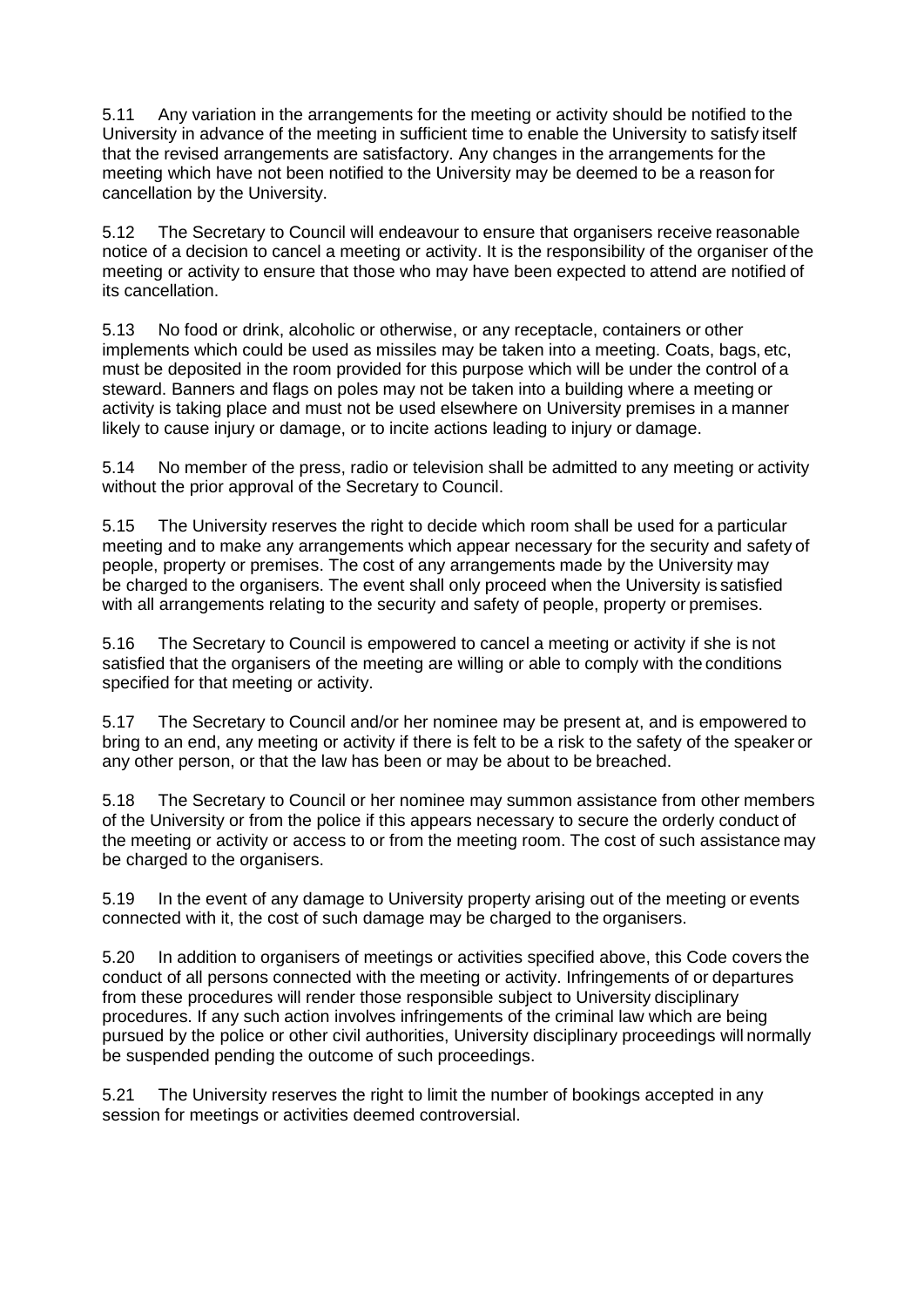5.11 Any variation in the arrangements for the meeting or activity should be notified to the University in advance of the meeting in sufficient time to enable the University to satisfy itself that the revised arrangements are satisfactory. Any changes in the arrangements for the meeting which have not been notified to the University may be deemed to be a reason for cancellation by the University.

5.12 The Secretary to Council will endeavour to ensure that organisers receive reasonable notice of a decision to cancel a meeting or activity. It is the responsibility of the organiser of the meeting or activity to ensure that those who may have been expected to attend are notified of its cancellation.

5.13 No food or drink, alcoholic or otherwise, or any receptacle, containers or other implements which could be used as missiles may be taken into a meeting. Coats, bags, etc, must be deposited in the room provided for this purpose which will be under the control of a steward. Banners and flags on poles may not be taken into a building where a meeting or activity is taking place and must not be used elsewhere on University premises in a manner likely to cause injury or damage, or to incite actions leading to injury or damage.

5.14 No member of the press, radio or television shall be admitted to any meeting or activity without the prior approval of the Secretary to Council.

5.15 The University reserves the right to decide which room shall be used for a particular meeting and to make any arrangements which appear necessary for the security and safety of people, property or premises. The cost of any arrangements made by the University may be charged to the organisers. The event shall only proceed when the University is satisfied with all arrangements relating to the security and safety of people, property or premises.

5.16 The Secretary to Council is empowered to cancel a meeting or activity if she is not satisfied that the organisers of the meeting are willing or able to comply with the conditions specified for that meeting or activity.

5.17 The Secretary to Council and/or her nominee may be present at, and is empowered to bring to an end, any meeting or activity if there is felt to be a risk to the safety of the speaker or any other person, or that the law has been or may be about to be breached.

5.18 The Secretary to Council or her nominee may summon assistance from other members of the University or from the police if this appears necessary to secure the orderly conduct of the meeting or activity or access to or from the meeting room. The cost of such assistance may be charged to the organisers.

5.19 In the event of any damage to University property arising out of the meeting or events connected with it, the cost of such damage may be charged to the organisers.

5.20 In addition to organisers of meetings or activities specified above, this Code covers the conduct of all persons connected with the meeting or activity. Infringements of or departures from these procedures will render those responsible subject to University disciplinary procedures. If any such action involves infringements of the criminal law which are being pursued by the police or other civil authorities, University disciplinary proceedings will normally be suspended pending the outcome of such proceedings.

5.21 The University reserves the right to limit the number of bookings accepted in any session for meetings or activities deemed controversial.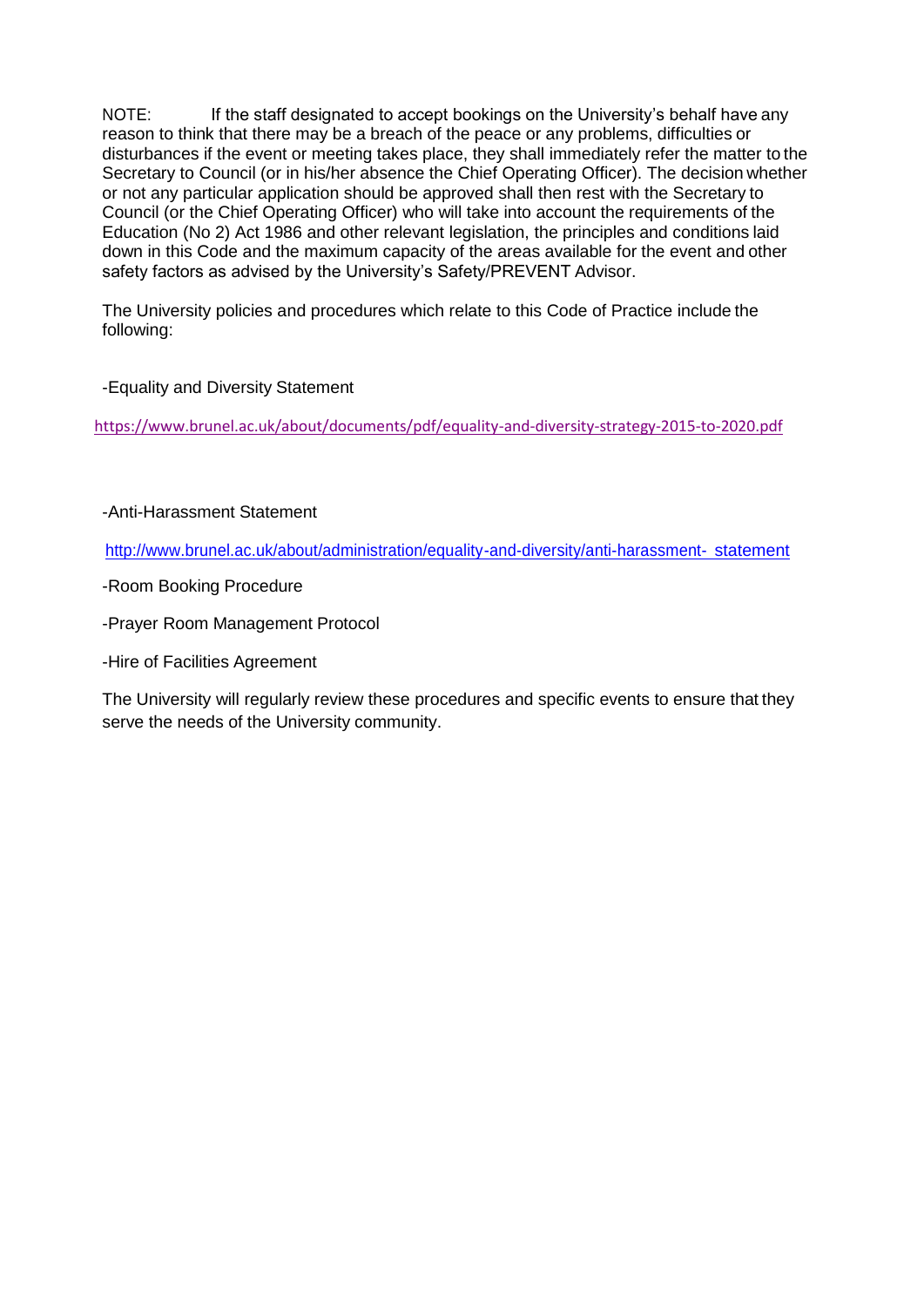NOTE: If the staff designated to accept bookings on the University's behalf have any reason to think that there may be a breach of the peace or any problems, difficulties or disturbances if the event or meeting takes place, they shall immediately refer the matter to the Secretary to Council (or in his/her absence the Chief Operating Officer). The decision whether or not any particular application should be approved shall then rest with the Secretary to Council (or the Chief Operating Officer) who will take into account the requirements of the Education (No 2) Act 1986 and other relevant legislation, the principles and conditions laid down in this Code and the maximum capacity of the areas available for the event and other safety factors as advised by the University's Safety/PREVENT Advisor.

The University policies and procedures which relate to this Code of Practice include the following:

-Equality and Diversity Statement

https://www.brunel.ac.uk/about/documents/pdf/equality-and-diversity-strategy-2015-to-2020.pdf

-Anti-Harassment Statement

http://www.brunel.ac.uk/about/administration/equality-and-diversity/anti-harassment- statement

-Room Booking Procedure

-Prayer Room Management Protocol

-Hire of Facilities Agreement

The University will regularly review these procedures and specific events to ensure that they serve the needs of the University community.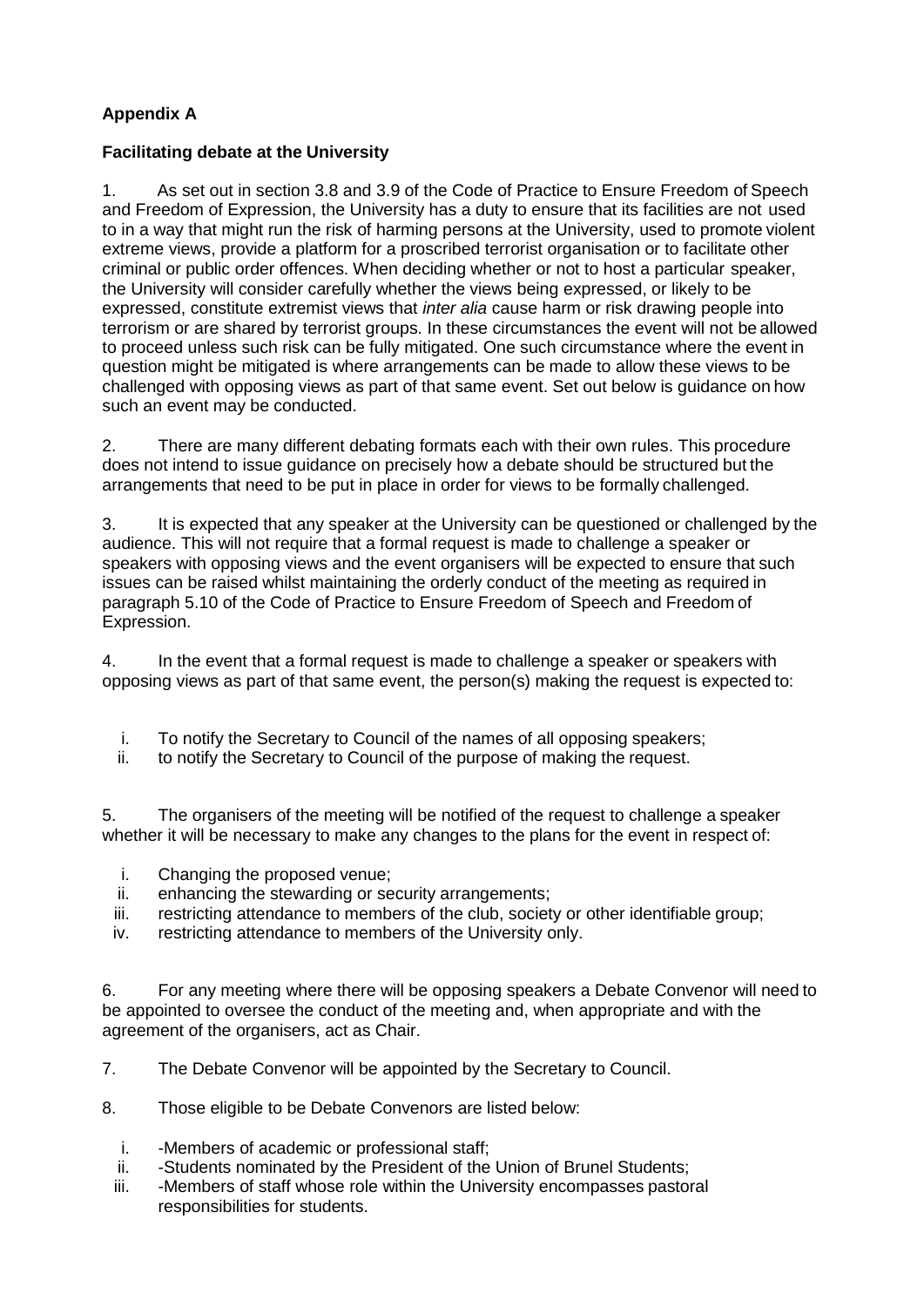**Appendix A**

**Facilitating debate at the University**

1. As set out in section 3.8 and 3.9 of the Code of Practice to Ensure Freedom of Speech and Freedom of Expression, the University has a duty to ensure that its facilities are not used to in a way that might run the risk of harming persons at the University, used to promote violent extreme views, provide a platform for a proscribed terrorist organisation or to facilitate other criminal or public order offences. When deciding whether or not to host a particular speaker, the University will consider carefully whether the views being expressed, or likely to be expressed, constitute extremist views that *inter alia* cause harm or risk drawing people into terrorism or are shared by terrorist groups. In these circumstances the event will not be allowed to proceed unless such risk can be fully mitigated. One such circumstance where the event in question might be mitigated is where arrangements can be made to allow these views to be challenged with opposing views as part of that same event. Set out below is guidance on how such an event may be conducted.

2. There are many different debating formats each with their own rules. This procedure does not intend to issue guidance on precisely how a debate should be structured but the arrangements that need to be put in place in order for views to be formally challenged.

3. It is expected that any speaker at the University can be questioned or challenged by the audience. This will not require that a formal request is made to challenge a speaker or speakers with opposing views and the event organisers will be expected to ensure that such issues can be raised whilst maintaining the orderly conduct of the meeting as required in paragraph 5.10 of the Code of Practice to Ensure Freedom of Speech and Freedom of Expression.

4. In the event that a formal request is made to challenge a speaker or speakers with opposing views as part of that same event, the person(s) making the request is expected to:

   i. To notify the Secretary to Council of the names of all opposing speakers;
   ii. to notify the Secretary to Council of the purpose of making the request.

5. The organisers of the meeting will be notified of the request to challenge a speaker whether it will be necessary to make any changes to the plans for the event in respect of:

   i. Changing the proposed venue;
   ii. enhancing the stewarding or security arrangements;
   iii. restricting attendance to members of the club, society or other identifiable group;
   iv. restricting attendance to members of the University only.

6. For any meeting where there will be opposing speakers a Debate Convenor will need to be appointed to oversee the conduct of the meeting and, when appropriate and with the agreement of the organisers, act as Chair.

7. The Debate Convenor will be appointed by the Secretary to Council.

8. Those eligible to be Debate Convenors are listed below:

   i. -Members of academic or professional staff;
   ii. -Students nominated by the President of the Union of Brunel Students;
   iii. -Members of staff whose role within the University encompasses pastoral responsibilities for students.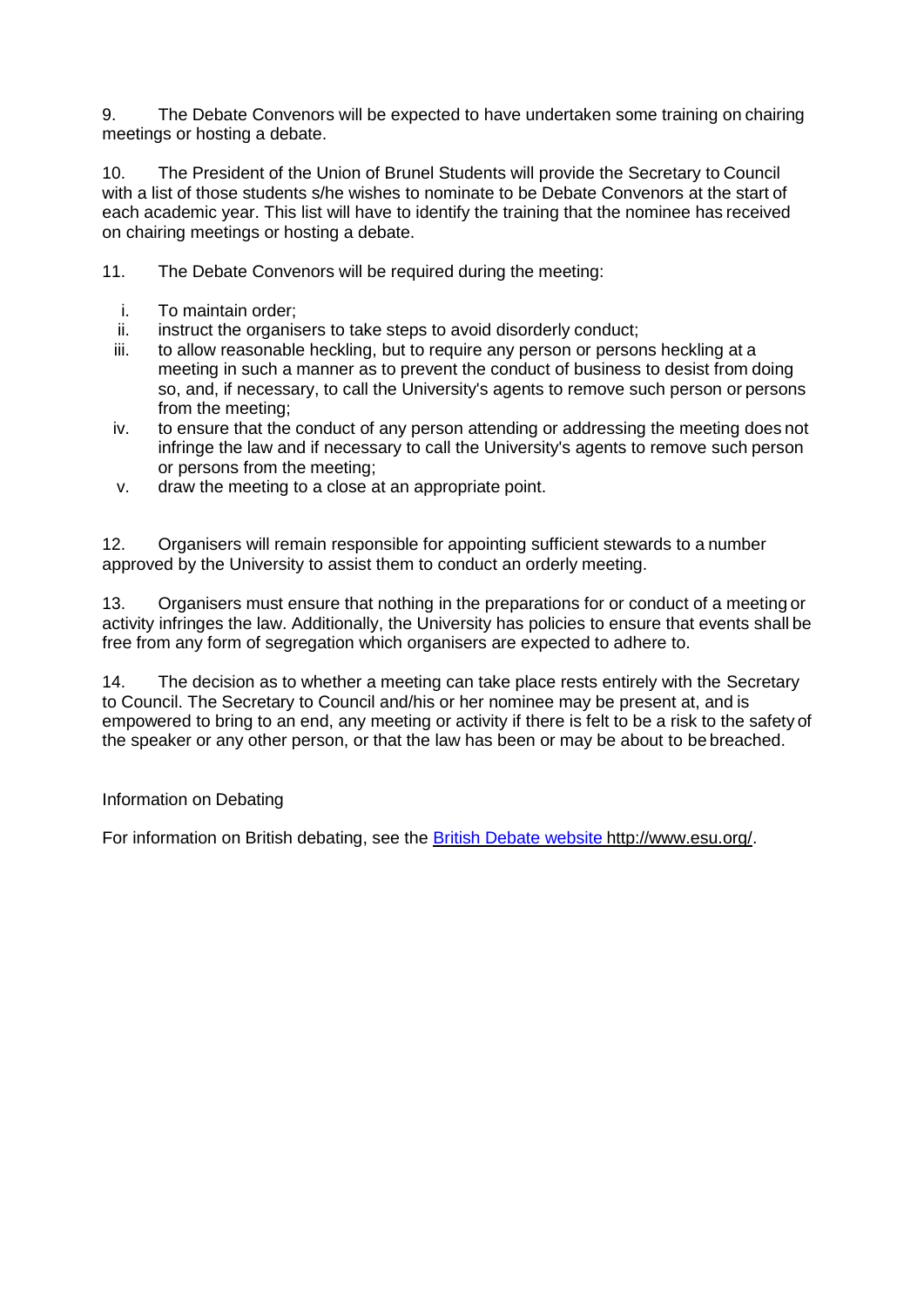9. The Debate Convenors will be expected to have undertaken some training on chairing meetings or hosting a debate.

10. The President of the Union of Brunel Students will provide the Secretary to Council with a list of those students s/he wishes to nominate to be Debate Convenors at the start of each academic year. This list will have to identify the training that the nominee has received on chairing meetings or hosting a debate.

11. The Debate Convenors will be required during the meeting:

i. To maintain order;
ii. instruct the organisers to take steps to avoid disorderly conduct;
iii. to allow reasonable heckling, but to require any person or persons heckling at a meeting in such a manner as to prevent the conduct of business to desist from doing so, and, if necessary, to call the University's agents to remove such person or persons from the meeting;
iv. to ensure that the conduct of any person attending or addressing the meeting does not infringe the law and if necessary to call the University's agents to remove such person or persons from the meeting;
v. draw the meeting to a close at an appropriate point.

12. Organisers will remain responsible for appointing sufficient stewards to a number approved by the University to assist them to conduct an orderly meeting.

13. Organisers must ensure that nothing in the preparations for or conduct of a meeting or activity infringes the law. Additionally, the University has policies to ensure that events shall be free from any form of segregation which organisers are expected to adhere to.

14. The decision as to whether a meeting can take place rests entirely with the Secretary to Council. The Secretary to Council and/his or her nominee may be present at, and is empowered to bring to an end, any meeting or activity if there is felt to be a risk to the safety of the speaker or any other person, or that the law has been or may be about to be breached.

Information on Debating

For information on British debating, see the [British Debate website](http://www.esu.org/) http://www.esu.org/.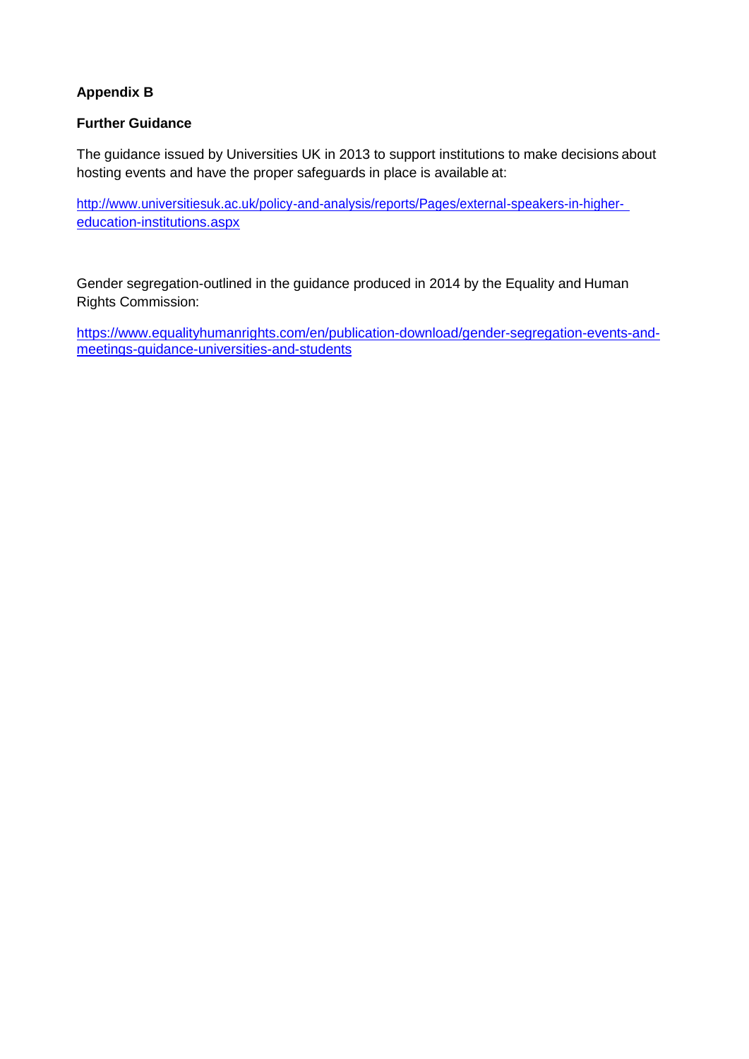**Appendix B**

**Further Guidance**

The guidance issued by Universities UK in 2013 to support institutions to make decisions about hosting events and have the proper safeguards in place is available at:

http://www.universitiesuk.ac.uk/policy-and-analysis/reports/Pages/external-speakers-in-higher-education-institutions.aspx

Gender segregation-outlined in the guidance produced in 2014 by the Equality and Human Rights Commission:

https://www.equalityhumanrights.com/en/publication-download/gender-segregation-events-and-meetings-guidance-universities-and-students